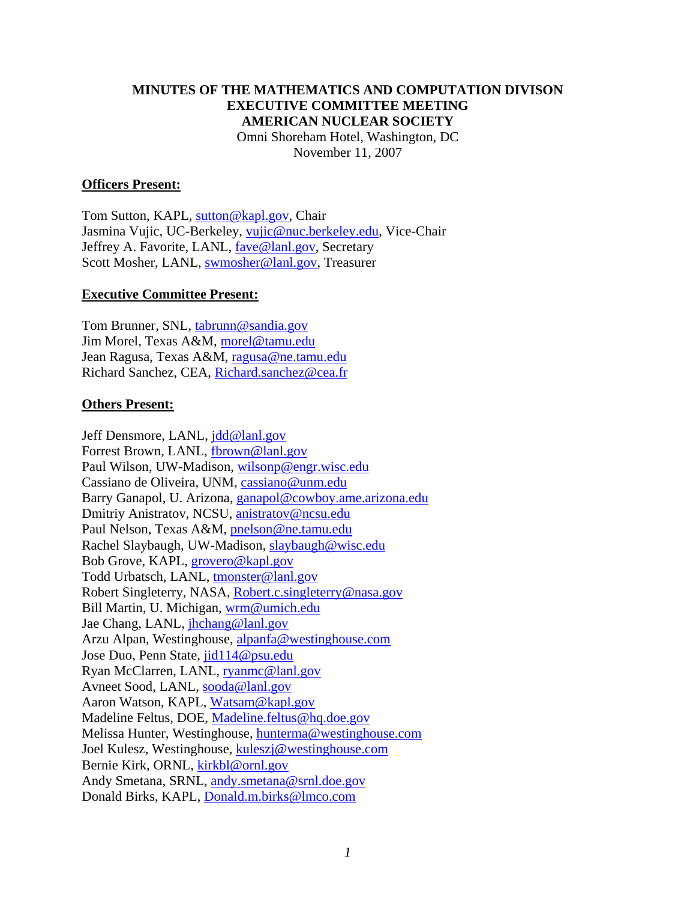**MINUTES OF THE MATHEMATICS AND COMPUTATION DIVISON**
**EXECUTIVE COMMITTEE MEETING**
**AMERICAN NUCLEAR SOCIETY**

Omni Shoreham Hotel, Washington, DC
November 11, 2007

**Officers Present:**

Tom Sutton, KAPL, sutton@kapl.gov, Chair
Jasmina Vujic, UC-Berkeley, vujic@nuc.berkeley.edu, Vice-Chair
Jeffrey A. Favorite, LANL, fave@lanl.gov, Secretary
Scott Mosher, LANL, swmosher@lanl.gov, Treasurer

**Executive Committee Present:**

Tom Brunner, SNL, tabrunn@sandia.gov
Jim Morel, Texas A&M, morel@tamu.edu
Jean Ragusa, Texas A&M, ragusa@ne.tamu.edu
Richard Sanchez, CEA, Richard.sanchez@cea.fr

**Others Present:**

Jeff Densmore, LANL, jdd@lanl.gov
Forrest Brown, LANL, fbrown@lanl.gov
Paul Wilson, UW-Madison, wilsonp@engr.wisc.edu
Cassiano de Oliveira, UNM, cassiano@unm.edu
Barry Ganapol, U. Arizona, ganapol@cowboy.ame.arizona.edu
Dmitriy Anistratov, NCSU, anistratov@ncsu.edu
Paul Nelson, Texas A&M, pnelson@ne.tamu.edu
Rachel Slaybaugh, UW-Madison, slaybaugh@wisc.edu
Bob Grove, KAPL, grovero@kapl.gov
Todd Urbatsch, LANL, tmonster@lanl.gov
Robert Singleterry, NASA, Robert.c.singleterry@nasa.gov
Bill Martin, U. Michigan, wrm@umich.edu
Jae Chang, LANL, jhchang@lanl.gov
Arzu Alpan, Westinghouse, alpanfa@westinghouse.com
Jose Duo, Penn State, jid114@psu.edu
Ryan McClarren, LANL, ryanmc@lanl.gov
Avneet Sood, LANL, sooda@lanl.gov
Aaron Watson, KAPL, Watsam@kapl.gov
Madeline Feltus, DOE, Madeline.feltus@hq.doe.gov
Melissa Hunter, Westinghouse, hunterma@westinghouse.com
Joel Kulesz, Westinghouse, kuleszj@westinghouse.com
Bernie Kirk, ORNL, kirkbl@ornl.gov
Andy Smetana, SRNL, andy.smetana@srnl.doe.gov
Donald Birks, KAPL, Donald.m.birks@lmco.com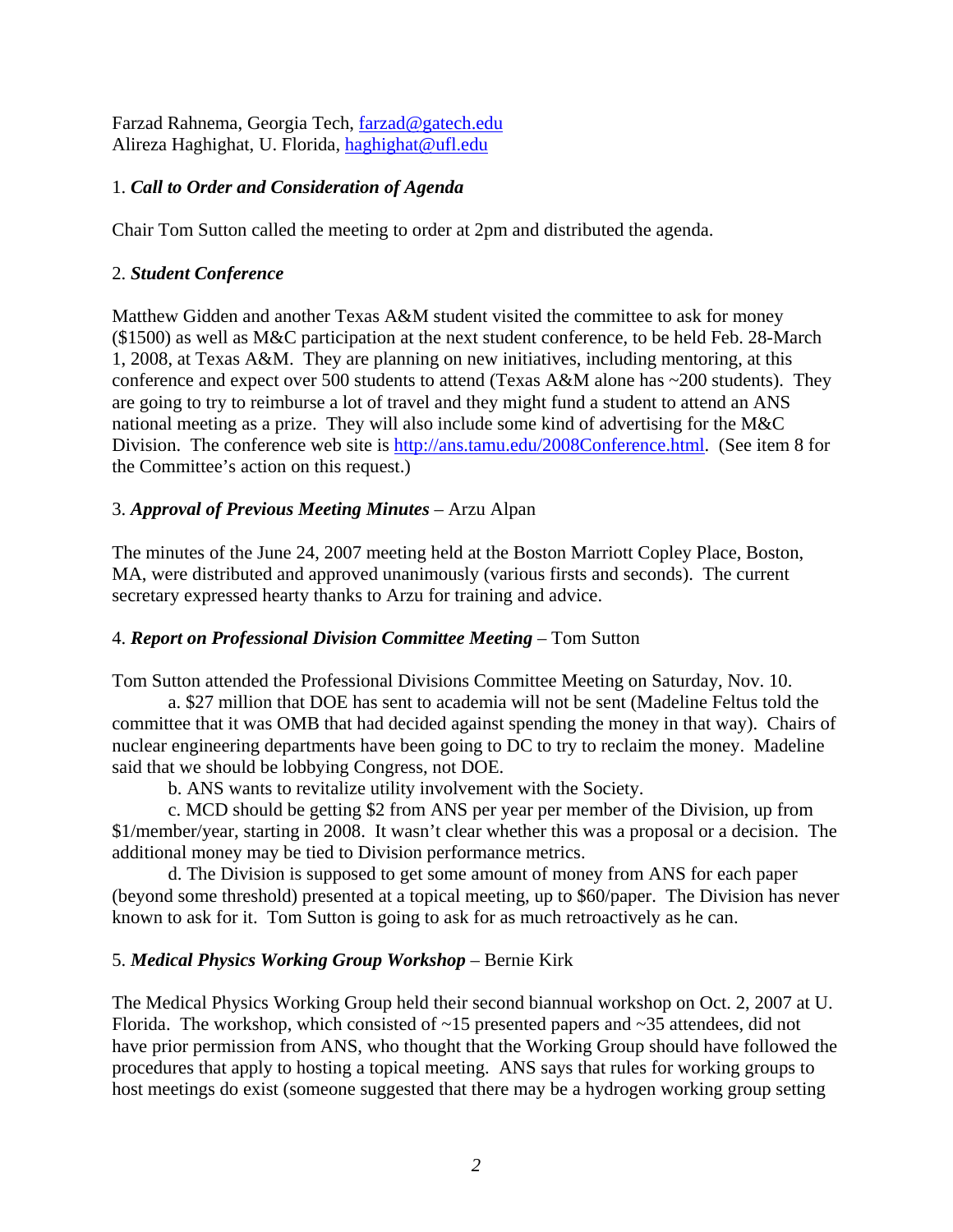Farzad Rahnema, Georgia Tech, farzad@gatech.edu
Alireza Haghighat, U. Florida, haghighat@ufl.edu

1. ***Call to Order and Consideration of Agenda***

Chair Tom Sutton called the meeting to order at 2pm and distributed the agenda.

2. ***Student Conference***

Matthew Gidden and another Texas A&M student visited the committee to ask for money ($1500) as well as M&C participation at the next student conference, to be held Feb. 28-March 1, 2008, at Texas A&M. They are planning on new initiatives, including mentoring, at this conference and expect over 500 students to attend (Texas A&M alone has ~200 students). They are going to try to reimburse a lot of travel and they might fund a student to attend an ANS national meeting as a prize. They will also include some kind of advertising for the M&C Division. The conference web site is http://ans.tamu.edu/2008Conference.html. (See item 8 for the Committee's action on this request.)

3. ***Approval of Previous Meeting Minutes*** – Arzu Alpan

The minutes of the June 24, 2007 meeting held at the Boston Marriott Copley Place, Boston, MA, were distributed and approved unanimously (various firsts and seconds). The current secretary expressed hearty thanks to Arzu for training and advice.

4. ***Report on Professional Division Committee Meeting*** – Tom Sutton

Tom Sutton attended the Professional Divisions Committee Meeting on Saturday, Nov. 10.

a. $27 million that DOE has sent to academia will not be sent (Madeline Feltus told the committee that it was OMB that had decided against spending the money in that way). Chairs of nuclear engineering departments have been going to DC to try to reclaim the money. Madeline said that we should be lobbying Congress, not DOE.

b. ANS wants to revitalize utility involvement with the Society.

c. MCD should be getting $2 from ANS per year per member of the Division, up from $1/member/year, starting in 2008. It wasn't clear whether this was a proposal or a decision. The additional money may be tied to Division performance metrics.

d. The Division is supposed to get some amount of money from ANS for each paper (beyond some threshold) presented at a topical meeting, up to $60/paper. The Division has never known to ask for it. Tom Sutton is going to ask for as much retroactively as he can.

5. ***Medical Physics Working Group Workshop*** – Bernie Kirk

The Medical Physics Working Group held their second biannual workshop on Oct. 2, 2007 at U. Florida. The workshop, which consisted of ~15 presented papers and ~35 attendees, did not have prior permission from ANS, who thought that the Working Group should have followed the procedures that apply to hosting a topical meeting. ANS says that rules for working groups to host meetings do exist (someone suggested that there may be a hydrogen working group setting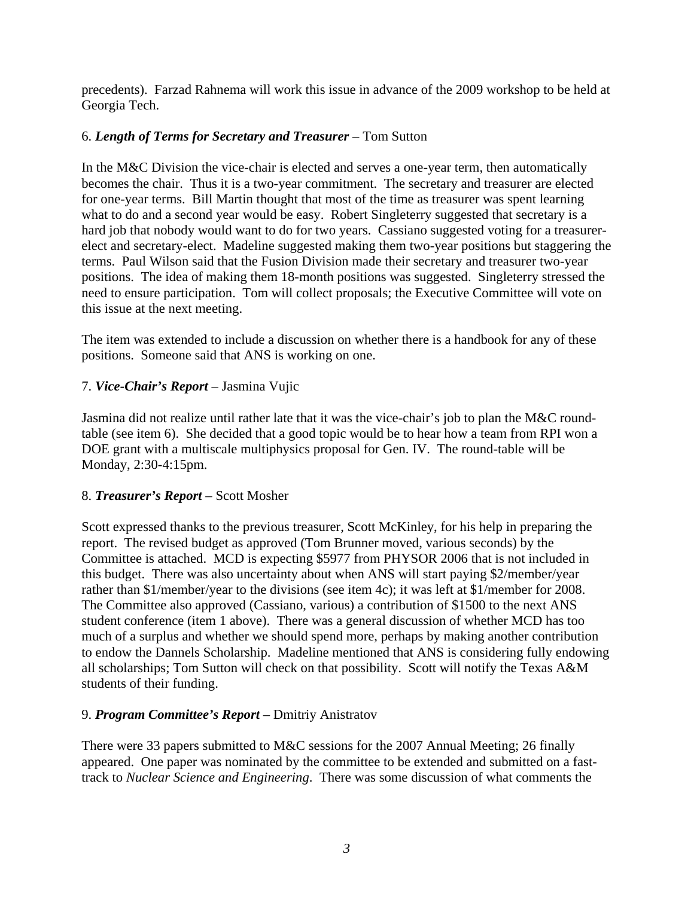precedents). Farzad Rahnema will work this issue in advance of the 2009 workshop to be held at Georgia Tech.

6. ***Length of Terms for Secretary and Treasurer*** – Tom Sutton

In the M&C Division the vice-chair is elected and serves a one-year term, then automatically becomes the chair. Thus it is a two-year commitment. The secretary and treasurer are elected for one-year terms. Bill Martin thought that most of the time as treasurer was spent learning what to do and a second year would be easy. Robert Singleterry suggested that secretary is a hard job that nobody would want to do for two years. Cassiano suggested voting for a treasurer-elect and secretary-elect. Madeline suggested making them two-year positions but staggering the terms. Paul Wilson said that the Fusion Division made their secretary and treasurer two-year positions. The idea of making them 18-month positions was suggested. Singleterry stressed the need to ensure participation. Tom will collect proposals; the Executive Committee will vote on this issue at the next meeting.

The item was extended to include a discussion on whether there is a handbook for any of these positions. Someone said that ANS is working on one.

7. ***Vice-Chair's Report*** – Jasmina Vujic

Jasmina did not realize until rather late that it was the vice-chair's job to plan the M&C round-table (see item 6). She decided that a good topic would be to hear how a team from RPI won a DOE grant with a multiscale multiphysics proposal for Gen. IV. The round-table will be Monday, 2:30-4:15pm.

8. ***Treasurer's Report*** – Scott Mosher

Scott expressed thanks to the previous treasurer, Scott McKinley, for his help in preparing the report. The revised budget as approved (Tom Brunner moved, various seconds) by the Committee is attached. MCD is expecting $5977 from PHYSOR 2006 that is not included in this budget. There was also uncertainty about when ANS will start paying $2/member/year rather than $1/member/year to the divisions (see item 4c); it was left at $1/member for 2008. The Committee also approved (Cassiano, various) a contribution of $1500 to the next ANS student conference (item 1 above). There was a general discussion of whether MCD has too much of a surplus and whether we should spend more, perhaps by making another contribution to endow the Dannels Scholarship. Madeline mentioned that ANS is considering fully endowing all scholarships; Tom Sutton will check on that possibility. Scott will notify the Texas A&M students of their funding.

9. ***Program Committee's Report*** – Dmitriy Anistratov

There were 33 papers submitted to M&C sessions for the 2007 Annual Meeting; 26 finally appeared. One paper was nominated by the committee to be extended and submitted on a fast-track to *Nuclear Science and Engineering*. There was some discussion of what comments the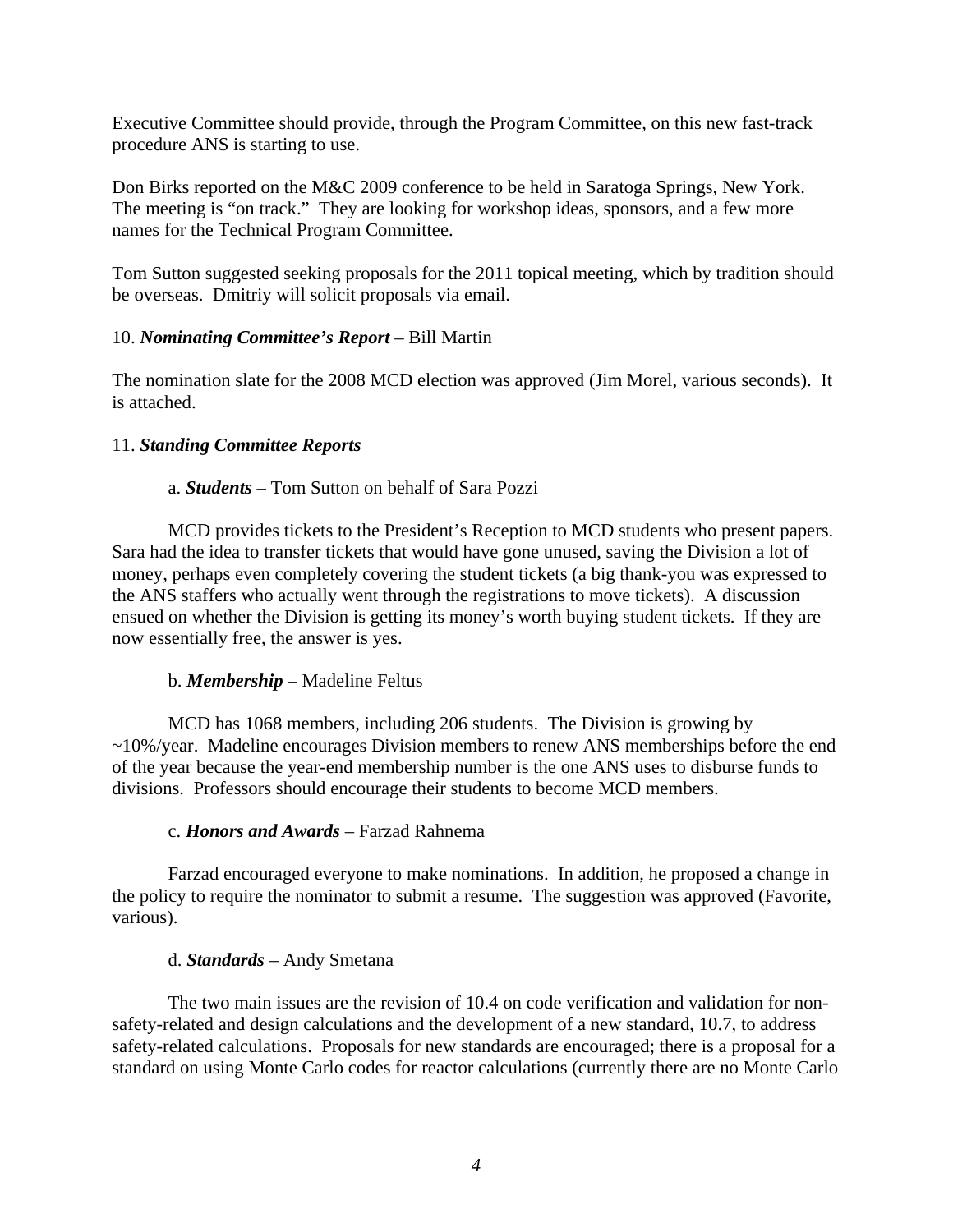Executive Committee should provide, through the Program Committee, on this new fast-track procedure ANS is starting to use.

Don Birks reported on the M&C 2009 conference to be held in Saratoga Springs, New York. The meeting is "on track." They are looking for workshop ideas, sponsors, and a few more names for the Technical Program Committee.

Tom Sutton suggested seeking proposals for the 2011 topical meeting, which by tradition should be overseas. Dmitriy will solicit proposals via email.

10. ***Nominating Committee's Report*** – Bill Martin

The nomination slate for the 2008 MCD election was approved (Jim Morel, various seconds). It is attached.

11. ***Standing Committee Reports***

a. ***Students*** – Tom Sutton on behalf of Sara Pozzi

MCD provides tickets to the President's Reception to MCD students who present papers. Sara had the idea to transfer tickets that would have gone unused, saving the Division a lot of money, perhaps even completely covering the student tickets (a big thank-you was expressed to the ANS staffers who actually went through the registrations to move tickets). A discussion ensued on whether the Division is getting its money's worth buying student tickets. If they are now essentially free, the answer is yes.

b. ***Membership*** – Madeline Feltus

MCD has 1068 members, including 206 students. The Division is growing by ~10%/year. Madeline encourages Division members to renew ANS memberships before the end of the year because the year-end membership number is the one ANS uses to disburse funds to divisions. Professors should encourage their students to become MCD members.

c. ***Honors and Awards*** – Farzad Rahnema

Farzad encouraged everyone to make nominations. In addition, he proposed a change in the policy to require the nominator to submit a resume. The suggestion was approved (Favorite, various).

d. ***Standards*** – Andy Smetana

The two main issues are the revision of 10.4 on code verification and validation for non-safety-related and design calculations and the development of a new standard, 10.7, to address safety-related calculations. Proposals for new standards are encouraged; there is a proposal for a standard on using Monte Carlo codes for reactor calculations (currently there are no Monte Carlo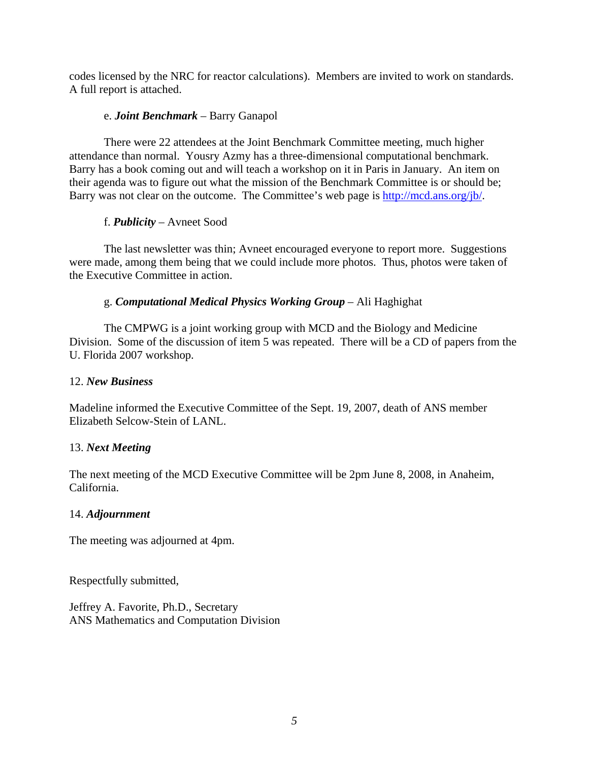codes licensed by the NRC for reactor calculations). Members are invited to work on standards. A full report is attached.

e. ***Joint Benchmark*** – Barry Ganapol

There were 22 attendees at the Joint Benchmark Committee meeting, much higher attendance than normal. Yousry Azmy has a three-dimensional computational benchmark. Barry has a book coming out and will teach a workshop on it in Paris in January. An item on their agenda was to figure out what the mission of the Benchmark Committee is or should be; Barry was not clear on the outcome. The Committee's web page is http://mcd.ans.org/jb/.

f. ***Publicity*** – Avneet Sood

The last newsletter was thin; Avneet encouraged everyone to report more. Suggestions were made, among them being that we could include more photos. Thus, photos were taken of the Executive Committee in action.

g. ***Computational Medical Physics Working Group*** – Ali Haghighat

The CMPWG is a joint working group with MCD and the Biology and Medicine Division. Some of the discussion of item 5 was repeated. There will be a CD of papers from the U. Florida 2007 workshop.

12. ***New Business***

Madeline informed the Executive Committee of the Sept. 19, 2007, death of ANS member Elizabeth Selcow-Stein of LANL.

13. ***Next Meeting***

The next meeting of the MCD Executive Committee will be 2pm June 8, 2008, in Anaheim, California.

14. ***Adjournment***

The meeting was adjourned at 4pm.

Respectfully submitted,

Jeffrey A. Favorite, Ph.D., Secretary
ANS Mathematics and Computation Division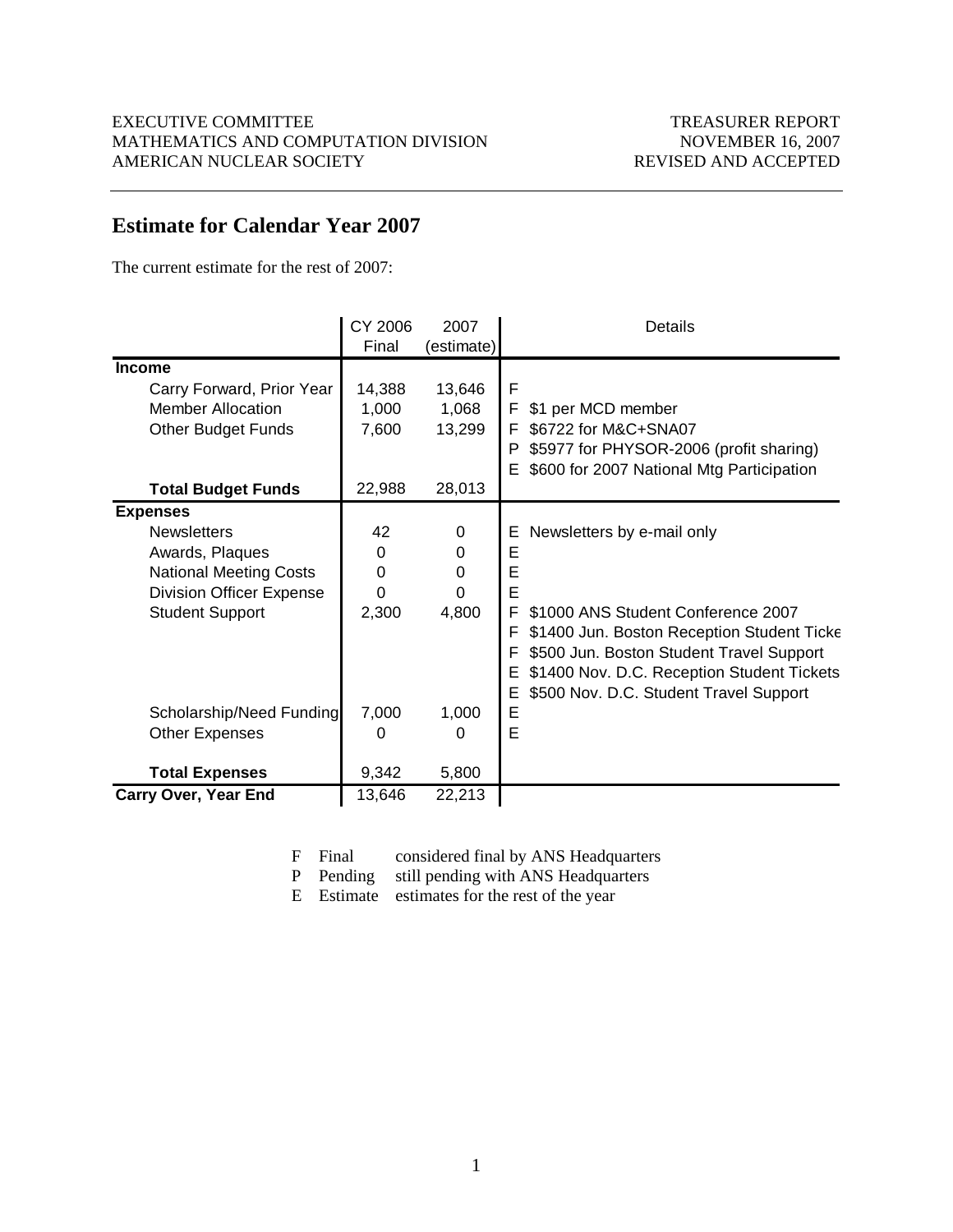EXECUTIVE COMMITTEE
MATHEMATICS AND COMPUTATION DIVISION
AMERICAN NUCLEAR SOCIETY

TREASURER REPORT
NOVEMBER 16, 2007
REVISED AND ACCEPTED

## Estimate for Calendar Year 2007

The current estimate for the rest of 2007:

| | CY 2006 Final | 2007 (estimate) | | Details |
|---|---|---|---|---|
| **Income** | | | | |
| Carry Forward, Prior Year | 14,388 | 13,646 | F | |
| Member Allocation | 1,000 | 1,068 | F | $1 per MCD member |
| Other Budget Funds | 7,600 | 13,299 | F | $6722 for M&C+SNA07 |
| | | | P | $5977 for PHYSOR-2006 (profit sharing) |
| | | | E | $600 for 2007 National Mtg Participation |
| **Total Budget Funds** | 22,988 | 28,013 | | |
| **Expenses** | | | | |
| Newsletters | 42 | 0 | E | Newsletters by e-mail only |
| Awards, Plaques | 0 | 0 | E | |
| National Meeting Costs | 0 | 0 | E | |
| Division Officer Expense | 0 | 0 | E | |
| Student Support | 2,300 | 4,800 | F | $1000 ANS Student Conference 2007 |
| | | | F | $1400 Jun. Boston Reception Student Ticke |
| | | | F | $500 Jun. Boston Student Travel Support |
| | | | E | $1400 Nov. D.C. Reception Student Tickets |
| | | | E | $500 Nov. D.C. Student Travel Support |
| Scholarship/Need Funding | 7,000 | 1,000 | E | |
| Other Expenses | 0 | 0 | E | |
| **Total Expenses** | 9,342 | 5,800 | | |
| **Carry Over, Year End** | 13,646 | 22,213 | | |

F Final considered final by ANS Headquarters
P Pending still pending with ANS Headquarters
E Estimate estimates for the rest of the year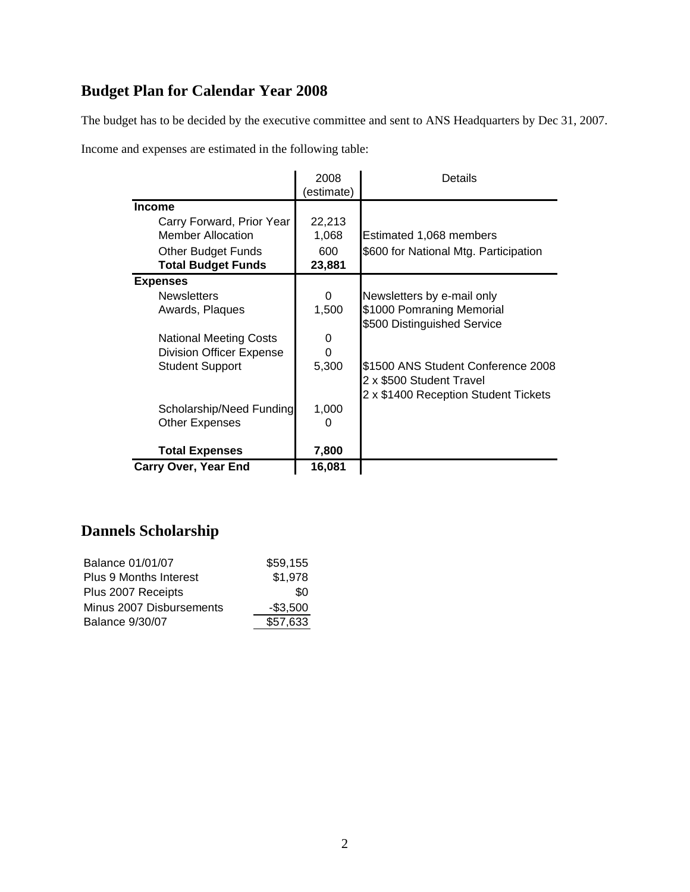## Budget Plan for Calendar Year 2008

The budget has to be decided by the executive committee and sent to ANS Headquarters by Dec 31, 2007.

Income and expenses are estimated in the following table:

| | 2008 (estimate) | Details |
|---|---|---|
| **Income** | | |
| Carry Forward, Prior Year | 22,213 | |
| Member Allocation | 1,068 | Estimated 1,068 members |
| Other Budget Funds | 600 | $600 for National Mtg. Participation |
| **Total Budget Funds** | **23,881** | |
| **Expenses** | | |
| Newsletters | 0 | Newsletters by e-mail only |
| Awards, Plaques | 1,500 | $1000 Pomraning Memorial<br>$500 Distinguished Service |
| National Meeting Costs | 0 | |
| Division Officer Expense | 0 | |
| Student Support | 5,300 | $1500 ANS Student Conference 2008<br>2 x $500 Student Travel<br>2 x $1400 Reception Student Tickets |
| Scholarship/Need Funding | 1,000 | |
| Other Expenses | 0 | |
| **Total Expenses** | **7,800** | |
| **Carry Over, Year End** | **16,081** | |

## Dannels Scholarship

| | |
|---|---|
| Balance 01/01/07 | $59,155 |
| Plus 9 Months Interest | $1,978 |
| Plus 2007 Receipts | $0 |
| Minus 2007 Disbursements | -$3,500 |
| Balance 9/30/07 | $57,633 |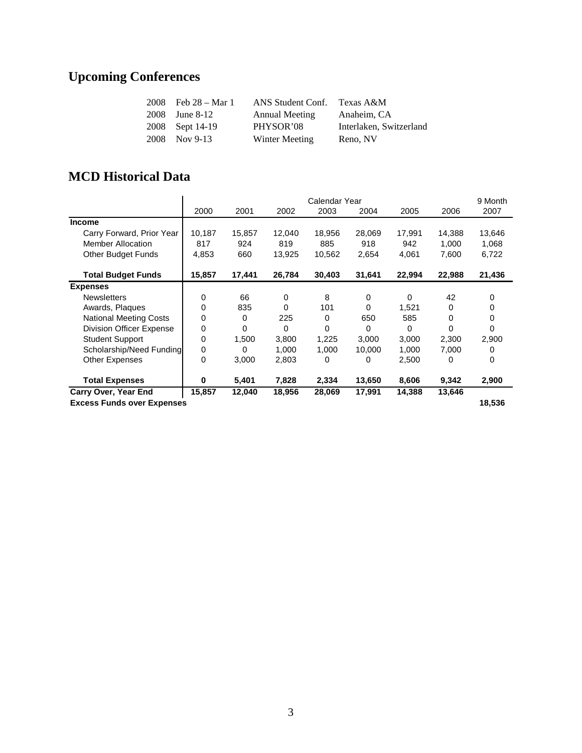## Upcoming Conferences

| | | | |
|---|---|---|---|
| 2008 | Feb 28 – Mar 1 | ANS Student Conf. | Texas A&M |
| 2008 | June 8-12 | Annual Meeting | Anaheim, CA |
| 2008 | Sept 14-19 | PHYSOR'08 | Interlaken, Switzerland |
| 2008 | Nov 9-13 | Winter Meeting | Reno, NV |

## MCD Historical Data

| | Calendar Year | | | | | | | 9 Month |
|---|---|---|---|---|---|---|---|---|
| | 2000 | 2001 | 2002 | 2003 | 2004 | 2005 | 2006 | 2007 |
| **Income** | | | | | | | | |
| Carry Forward, Prior Year | 10,187 | 15,857 | 12,040 | 18,956 | 28,069 | 17,991 | 14,388 | 13,646 |
| Member Allocation | 817 | 924 | 819 | 885 | 918 | 942 | 1,000 | 1,068 |
| Other Budget Funds | 4,853 | 660 | 13,925 | 10,562 | 2,654 | 4,061 | 7,600 | 6,722 |
| **Total Budget Funds** | **15,857** | **17,441** | **26,784** | **30,403** | **31,641** | **22,994** | **22,988** | **21,436** |
| **Expenses** | | | | | | | | |
| Newsletters | 0 | 66 | 0 | 8 | 0 | 0 | 42 | 0 |
| Awards, Plaques | 0 | 835 | 0 | 101 | 0 | 1,521 | 0 | 0 |
| National Meeting Costs | 0 | 0 | 225 | 0 | 650 | 585 | 0 | 0 |
| Division Officer Expense | 0 | 0 | 0 | 0 | 0 | 0 | 0 | 0 |
| Student Support | 0 | 1,500 | 3,800 | 1,225 | 3,000 | 3,000 | 2,300 | 2,900 |
| Scholarship/Need Funding | 0 | 0 | 1,000 | 1,000 | 10,000 | 1,000 | 7,000 | 0 |
| Other Expenses | 0 | 3,000 | 2,803 | 0 | 0 | 2,500 | 0 | 0 |
| **Total Expenses** | **0** | **5,401** | **7,828** | **2,334** | **13,650** | **8,606** | **9,342** | **2,900** |
| **Carry Over, Year End** | **15,857** | **12,040** | **18,956** | **28,069** | **17,991** | **14,388** | **13,646** | |
| **Excess Funds over Expenses** | | | | | | | | **18,536** |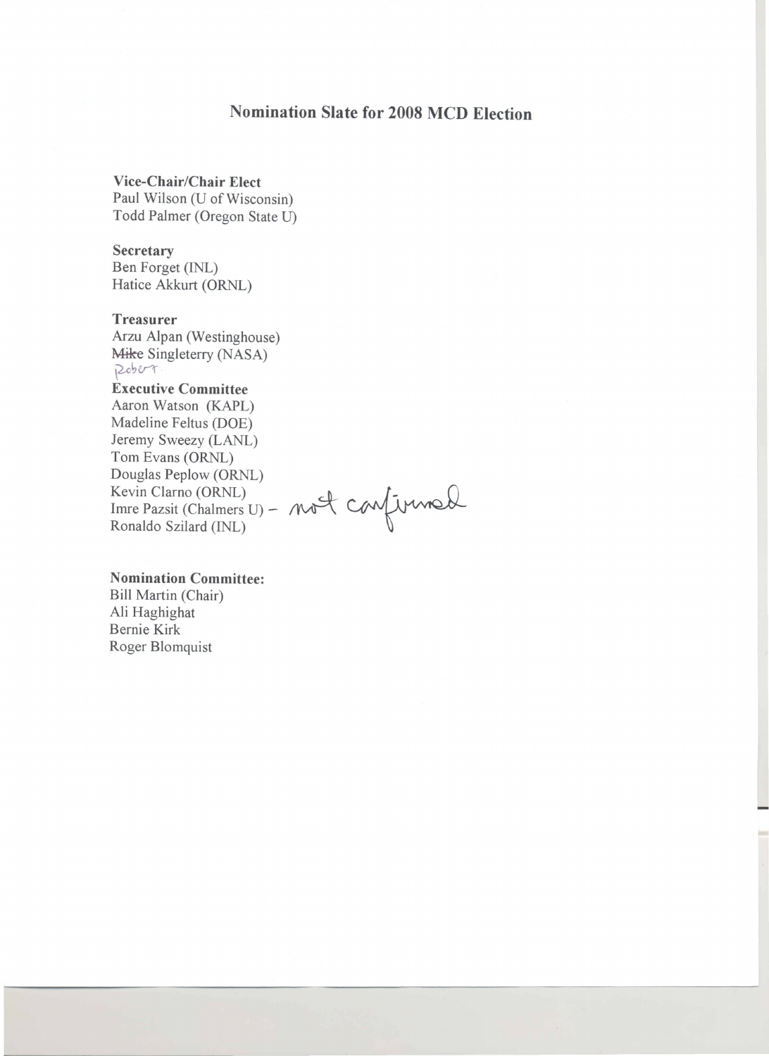# Nomination Slate for 2008 MCD Election

**Vice-Chair/Chair Elect**
Paul Wilson (U of Wisconsin)
Todd Palmer (Oregon State U)

**Secretary**
Ben Forget (INL)
Hatice Akkurt (ORNL)

**Treasurer**
Arzu Alpan (Westinghouse)
~~Mike~~ Robert Singleterry (NASA)

**Executive Committee**
Aaron Watson (KAPL)
Madeline Feltus (DOE)
Jeremy Sweezy (LANL)
Tom Evans (ORNL)
Douglas Peplow (ORNL)
Kevin Clarno (ORNL)
Imre Pazsit (Chalmers U) – not confirmed
Ronaldo Szilard (INL)

**Nomination Committee:**
Bill Martin (Chair)
Ali Haghighat
Bernie Kirk
Roger Blomquist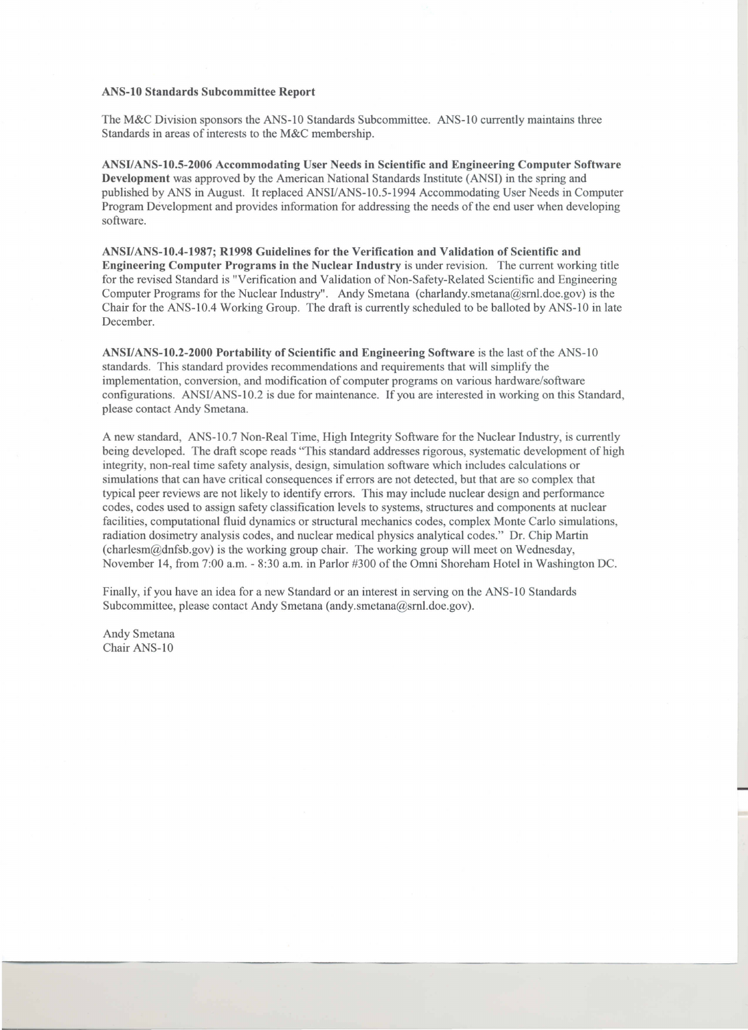## ANS-10 Standards Subcommittee Report

The M&C Division sponsors the ANS-10 Standards Subcommittee. ANS-10 currently maintains three Standards in areas of interests to the M&C membership.

**ANSI/ANS-10.5-2006 Accommodating User Needs in Scientific and Engineering Computer Software Development** was approved by the American National Standards Institute (ANSI) in the spring and published by ANS in August. It replaced ANSI/ANS-10.5-1994 Accommodating User Needs in Computer Program Development and provides information for addressing the needs of the end user when developing software.

**ANSI/ANS-10.4-1987; R1998 Guidelines for the Verification and Validation of Scientific and Engineering Computer Programs in the Nuclear Industry** is under revision. The current working title for the revised Standard is "Verification and Validation of Non-Safety-Related Scientific and Engineering Computer Programs for the Nuclear Industry". Andy Smetana (charlandy.smetana@srnl.doe.gov) is the Chair for the ANS-10.4 Working Group. The draft is currently scheduled to be balloted by ANS-10 in late December.

**ANSI/ANS-10.2-2000 Portability of Scientific and Engineering Software** is the last of the ANS-10 standards. This standard provides recommendations and requirements that will simplify the implementation, conversion, and modification of computer programs on various hardware/software configurations. ANSI/ANS-10.2 is due for maintenance. If you are interested in working on this Standard, please contact Andy Smetana.

A new standard, ANS-10.7 Non-Real Time, High Integrity Software for the Nuclear Industry, is currently being developed. The draft scope reads "This standard addresses rigorous, systematic development of high integrity, non-real time safety analysis, design, simulation software which includes calculations or simulations that can have critical consequences if errors are not detected, but that are so complex that typical peer reviews are not likely to identify errors. This may include nuclear design and performance codes, codes used to assign safety classification levels to systems, structures and components at nuclear facilities, computational fluid dynamics or structural mechanics codes, complex Monte Carlo simulations, radiation dosimetry analysis codes, and nuclear medical physics analytical codes." Dr. Chip Martin (charlesm@dnfsb.gov) is the working group chair. The working group will meet on Wednesday, November 14, from 7:00 a.m. - 8:30 a.m. in Parlor #300 of the Omni Shoreham Hotel in Washington DC.

Finally, if you have an idea for a new Standard or an interest in serving on the ANS-10 Standards Subcommittee, please contact Andy Smetana (andy.smetana@srnl.doe.gov).

Andy Smetana
Chair ANS-10